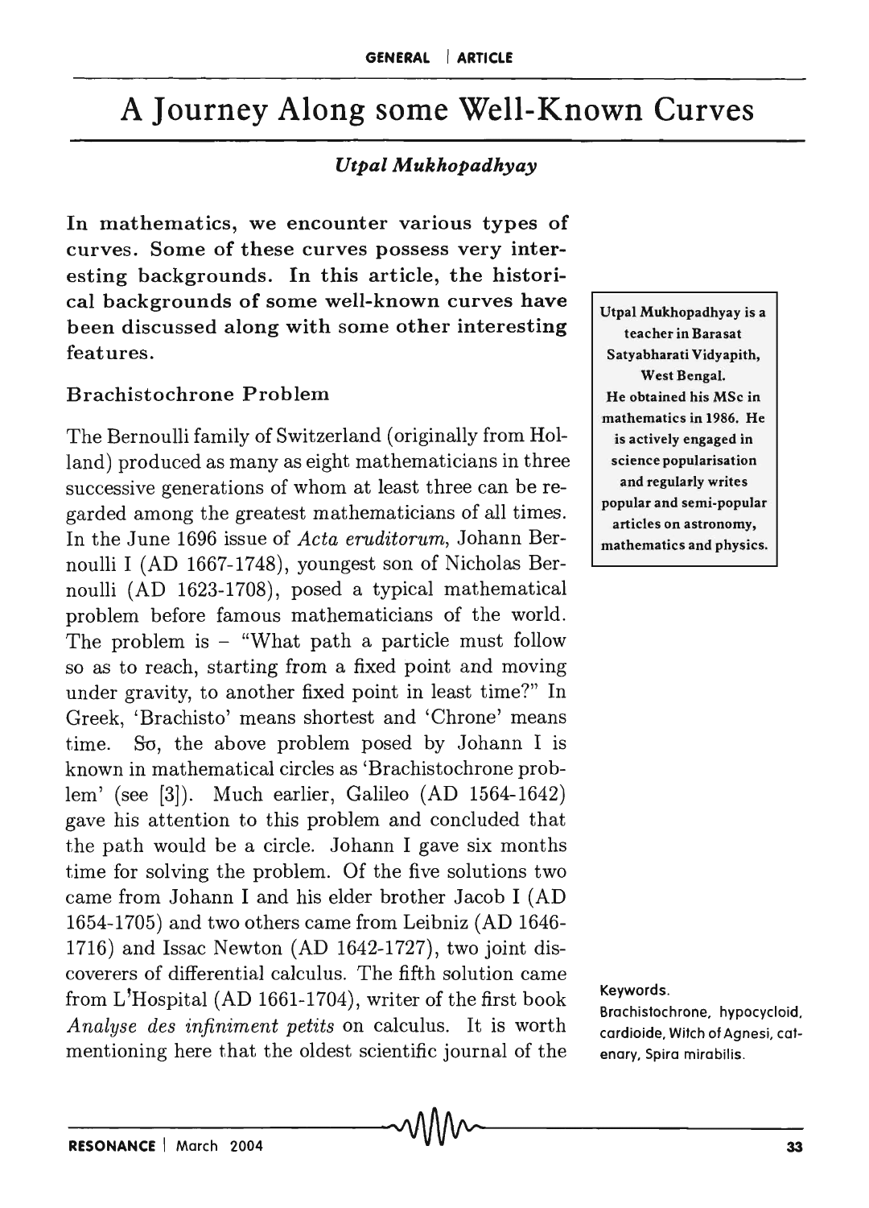# A Journey Along some Well-Known Curves

*Utpal Mukhopadhyay*

**In mathematics, we encounter various types of curves. Some of these curves possess very interesting backgrounds. In this article, the historical backgrounds of some well-known curves have been discussed along with some other interesting features.**

Utpal Mukhopadhyay is a teacher in Barasat Satyabharati Vidyapith, West Bengal. He obtained his MSc in mathematics in 1986. He is actively engaged in science popularisation and regularly writes popular and semi-popular articles on astronomy, mathematics and physics.

## Brachistochrone Problem

The Bernoulli family of Switzerland (originally from Holland) produced as many as eight mathematicians in three successive generations of whom at least three can be regarded among the greatest mathematicians of all times. In the June 1696 issue of *Acta eruditorum*, Johann Bernoulli I (AD 1667-1748), youngest son of Nicholas Bernoulli (AD 1623-1708), posed a typical mathematical problem before famous mathematicians of the world. The problem is – "What path a particle must follow so as to reach, starting from a fixed point and moving under gravity, to another fixed point in least time?" In Greek, 'Brachisto' means shortest and 'Chrone' means time. So, the above problem posed by Johann I is known in mathematical circles as 'Brachistochrone problem' (see [3]). Much earlier, Galileo (AD 1564-1642) gave his attention to this problem and concluded that the path would be a circle. Johann I gave six months time for solving the problem. Of the five solutions two came from Johann I and his elder brother Jacob I (AD 1654-1705) and two others came from Leibniz (AD 1646-1716) and Issac Newton (AD 1642-1727), two joint discoverers of differential calculus. The fifth solution came from L'Hospital (AD 1661-1704), writer of the first book *Analyse des infiniment petits* on calculus. It is worth mentioning here that the oldest scientific journal of the

Keywords.
Brachistochrone, hypocycloid, cardioide, Witch of Agnesi, catenary, Spira mirabilis.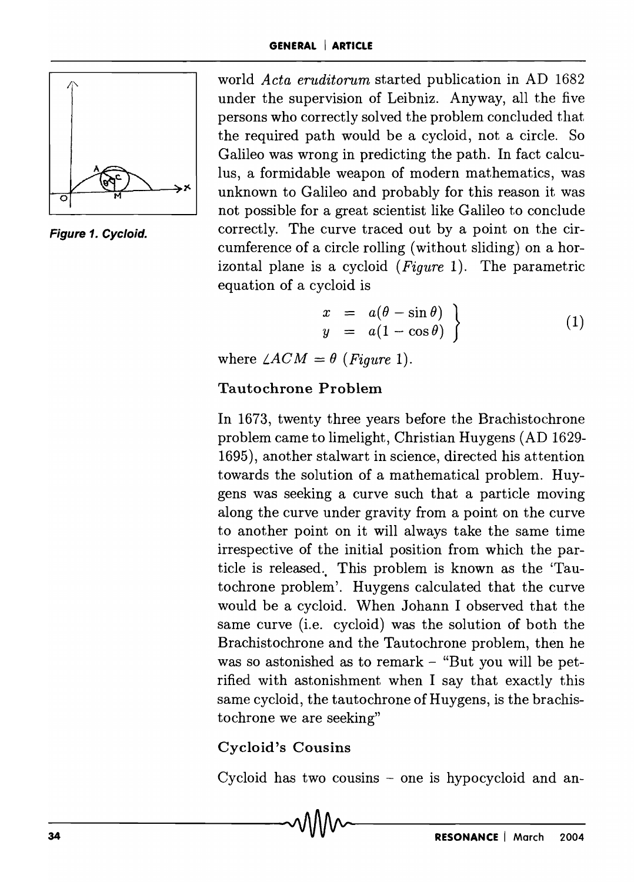world *Acta eruditorum* started publication in AD 1682 under the supervision of Leibniz. Anyway, all the five persons who correctly solved the problem concluded that the required path would be a cycloid, not a circle. So Galileo was wrong in predicting the path. In fact calculus, a formidable weapon of modern mathematics, was unknown to Galileo and probably for this reason it was not possible for a great scientist like Galileo to conclude correctly. The curve traced out by a point on the circumference of a circle rolling (without sliding) on a horizontal plane is a cycloid (*Figure* 1). The parametric equation of a cycloid is

$$\left.\begin{aligned} x &= a(\theta - \sin\theta) \\ y &= a(1 - \cos\theta) \end{aligned}\right\} \tag{1}$$

where $\angle ACM = \theta$ (*Figure* 1).

**Figure 1. Cycloid.**

### Tautochrone Problem

In 1673, twenty three years before the Brachistochrone problem came to limelight, Christian Huygens (AD 1629-1695), another stalwart in science, directed his attention towards the solution of a mathematical problem. Huygens was seeking a curve such that a particle moving along the curve under gravity from a point on the curve to another point on it will always take the same time irrespective of the initial position from which the particle is released. This problem is known as the 'Tautochrone problem'. Huygens calculated that the curve would be a cycloid. When Johann I observed that the same curve (i.e. cycloid) was the solution of both the Brachistochrone and the Tautochrone problem, then he was so astonished as to remark – "But you will be petrified with astonishment when I say that exactly this same cycloid, the tautochrone of Huygens, is the brachistochrone we are seeking"

### Cycloid's Cousins

Cycloid has two cousins – one is hypocycloid and an-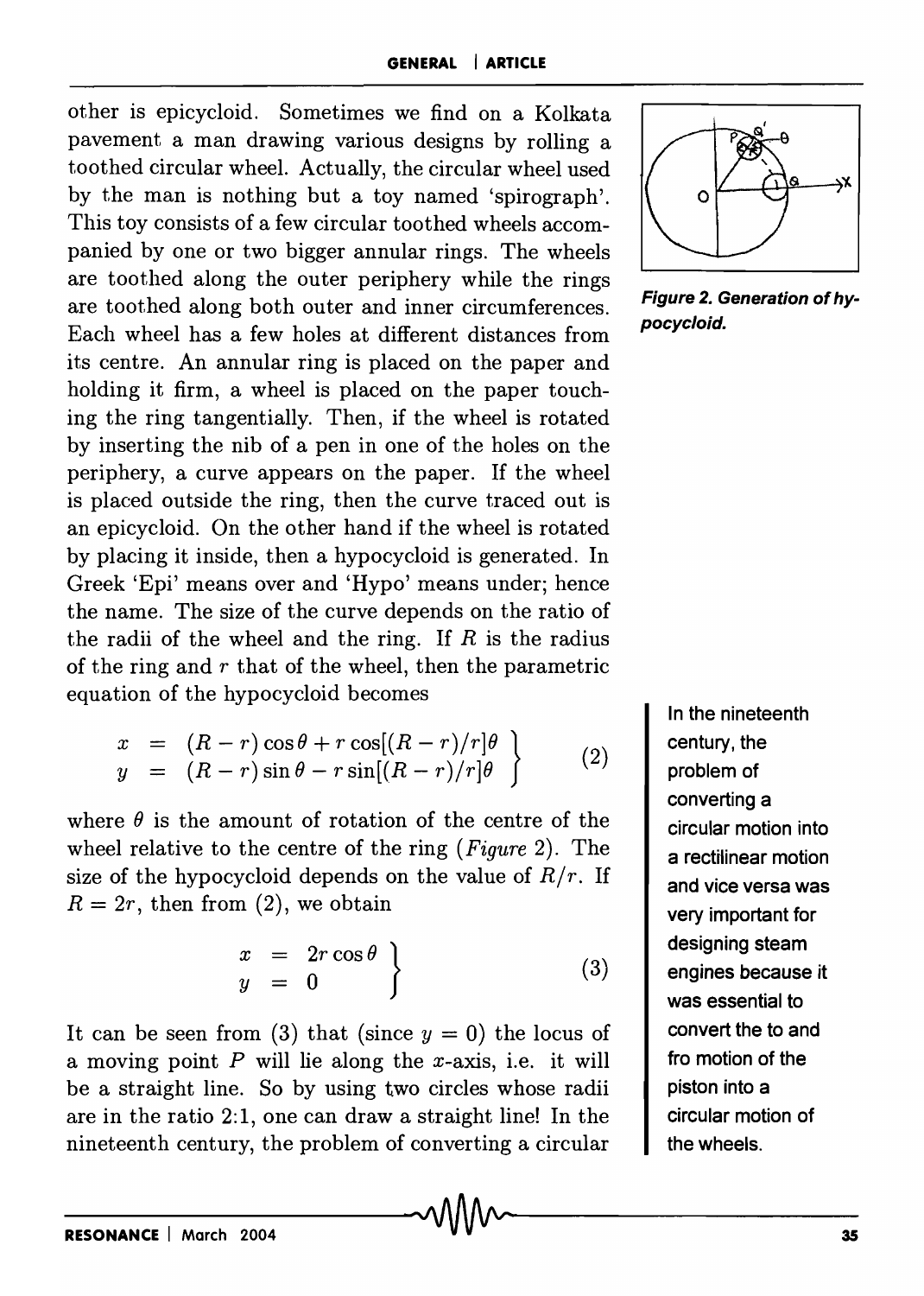other is epicycloid. Sometimes we find on a Kolkata pavement a man drawing various designs by rolling a toothed circular wheel. Actually, the circular wheel used by the man is nothing but a toy named 'spirograph'. This toy consists of a few circular toothed wheels accompanied by one or two bigger annular rings. The wheels are toothed along the outer periphery while the rings are toothed along both outer and inner circumferences. Each wheel has a few holes at different distances from its centre. An annular ring is placed on the paper and holding it firm, a wheel is placed on the paper touching the ring tangentially. Then, if the wheel is rotated by inserting the nib of a pen in one of the holes on the periphery, a curve appears on the paper. If the wheel is placed outside the ring, then the curve traced out is an epicycloid. On the other hand if the wheel is rotated by placing it inside, then a hypocycloid is generated. In Greek 'Epi' means over and 'Hypo' means under; hence the name. The size of the curve depends on the ratio of the radii of the wheel and the ring. If $R$ is the radius of the ring and $r$ that of the wheel, then the parametric equation of the hypocycloid becomes

$$\left.\begin{array}{rcl} x & = & (R-r)\cos\theta + r\cos[(R-r)/r]\theta \\ y & = & (R-r)\sin\theta - r\sin[(R-r)/r]\theta \end{array}\right\} \quad (2)$$

where $\theta$ is the amount of rotation of the centre of the wheel relative to the centre of the ring (*Figure* 2). The size of the hypocycloid depends on the value of $R/r$. If $R = 2r$, then from (2), we obtain

$$\left.\begin{array}{rcl} x & = & 2r\cos\theta \\ y & = & 0 \end{array}\right\} \quad (3)$$

It can be seen from (3) that (since $y = 0$) the locus of a moving point $P$ will lie along the $x$-axis, i.e. it will be a straight line. So by using two circles whose radii are in the ratio 2:1, one can draw a straight line! In the nineteenth century, the problem of converting a circular

**Figure 2. Generation of hypocycloid.**

> In the nineteenth century, the problem of converting a circular motion into a rectilinear motion and vice versa was very important for designing steam engines because it was essential to convert the to and fro motion of the piston into a circular motion of the wheels.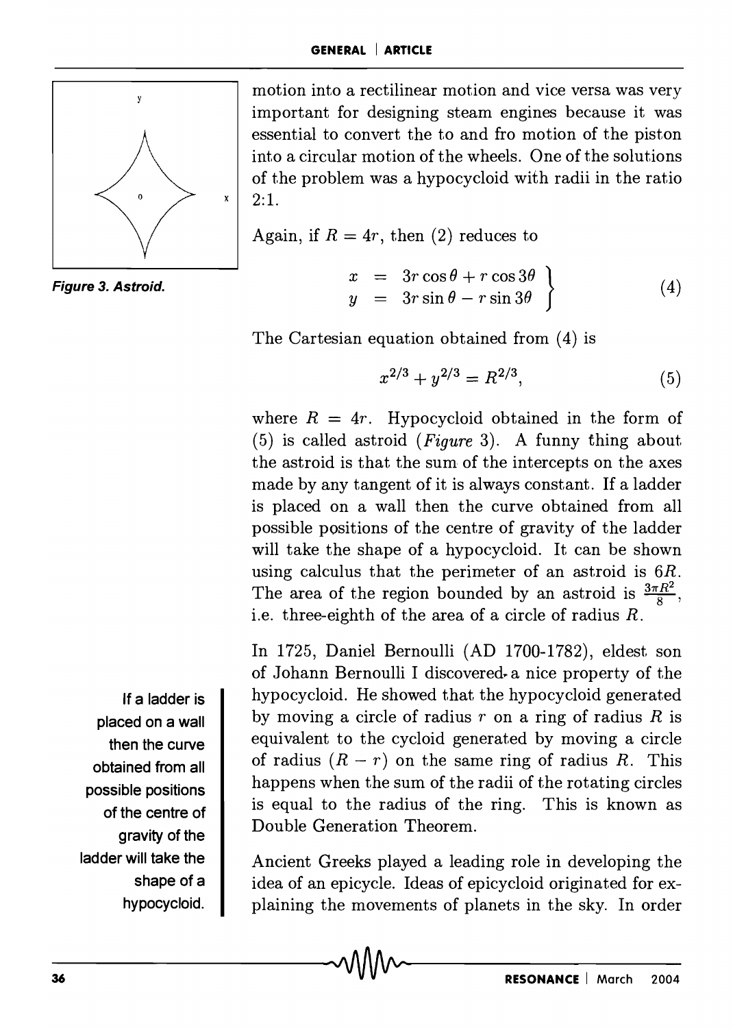motion into a rectilinear motion and vice versa was very important for designing steam engines because it was essential to convert the to and fro motion of the piston into a circular motion of the wheels. One of the solutions of the problem was a hypocycloid with radii in the ratio 2:1.

*Figure 3. Astroid.*

Again, if $R = 4r$, then (2) reduces to

$$\left.\begin{aligned} x &= 3r\cos\theta + r\cos 3\theta \\ y &= 3r\sin\theta - r\sin 3\theta \end{aligned}\right\} \tag{4}$$

The Cartesian equation obtained from (4) is

$$x^{2/3} + y^{2/3} = R^{2/3}, \tag{5}$$

where $R = 4r$. Hypocycloid obtained in the form of (5) is called astroid (*Figure* 3). A funny thing about the astroid is that the sum of the intercepts on the axes made by any tangent of it is always constant. If a ladder is placed on a wall then the curve obtained from all possible positions of the centre of gravity of the ladder will take the shape of a hypocycloid. It can be shown using calculus that the perimeter of an astroid is $6R$. The area of the region bounded by an astroid is $\frac{3\pi R^2}{8}$, i.e. three-eighth of the area of a circle of radius $R$.

In 1725, Daniel Bernoulli (AD 1700-1782), eldest son of Johann Bernoulli I discovered a nice property of the hypocycloid. He showed that the hypocycloid generated by moving a circle of radius $r$ on a ring of radius $R$ is equivalent to the cycloid generated by moving a circle of radius $(R - r)$ on the same ring of radius $R$. This happens when the sum of the radii of the rotating circles is equal to the radius of the ring. This is known as Double Generation Theorem.

**If a ladder is placed on a wall then the curve obtained from all possible positions of the centre of gravity of the ladder will take the shape of a hypocycloid.**

Ancient Greeks played a leading role in developing the idea of an epicycle. Ideas of epicycloid originated for explaining the movements of planets in the sky. In order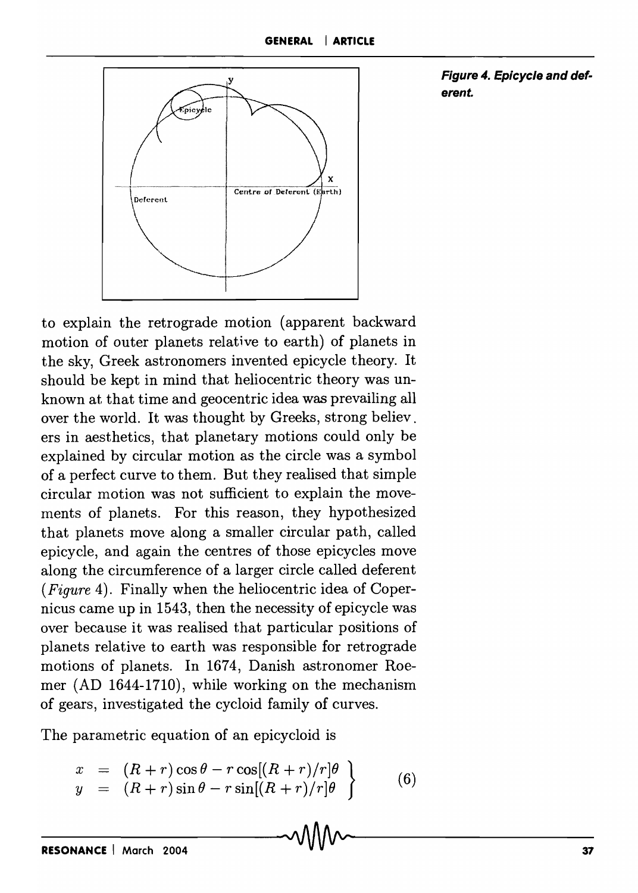Figure 4. Epicycle and deferent.

to explain the retrograde motion (apparent backward motion of outer planets relative to earth) of planets in the sky, Greek astronomers invented epicycle theory. It should be kept in mind that heliocentric theory was unknown at that time and geocentric idea was prevailing all over the world. It was thought by Greeks, strong believers in aesthetics, that planetary motions could only be explained by circular motion as the circle was a symbol of a perfect curve to them. But they realised that simple circular motion was not sufficient to explain the movements of planets. For this reason, they hypothesized that planets move along a smaller circular path, called epicycle, and again the centres of those epicycles move along the circumference of a larger circle called deferent (*Figure* 4). Finally when the heliocentric idea of Copernicus came up in 1543, then the necessity of epicycle was over because it was realised that particular positions of planets relative to earth was responsible for retrograde motions of planets. In 1674, Danish astronomer Roemer (AD 1644-1710), while working on the mechanism of gears, investigated the cycloid family of curves.

The parametric equation of an epicycloid is

$$\left.\begin{aligned} x &= (R+r)\cos\theta - r\cos[(R+r)/r]\theta \\ y &= (R+r)\sin\theta - r\sin[(R+r)/r]\theta \end{aligned}\right\} \qquad (6)$$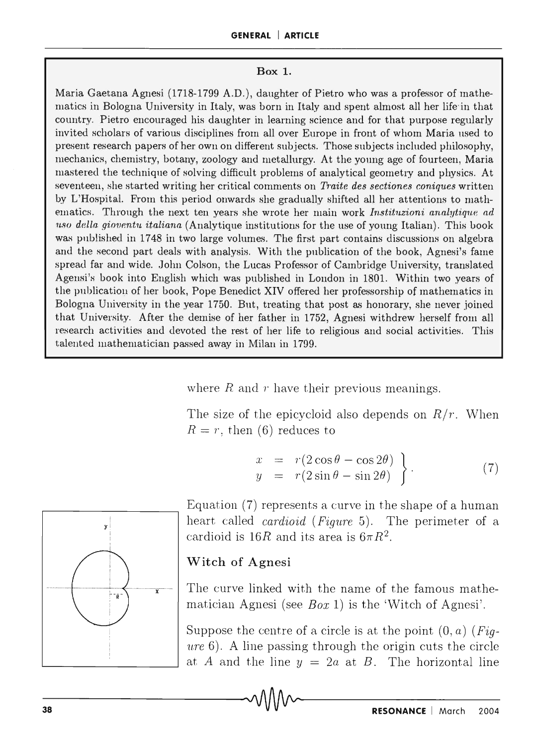**Box 1.**

Maria Gaetana Agnesi (1718-1799 A.D.), daughter of Pietro who was a professor of mathematics in Bologna University in Italy, was born in Italy and spent almost all her life in that country. Pietro encouraged his daughter in learning science and for that purpose regularly invited scholars of various disciplines from all over Europe in front of whom Maria used to present research papers of her own on different subjects. Those subjects included philosophy, mechanics, chemistry, botany, zoology and metallurgy. At the young age of fourteen, Maria mastered the technique of solving difficult problems of analytical geometry and physics. At seventeen, she started writing her critical comments on *Traite des sectiones coniques* written by L'Hospital. From this period onwards she gradually shifted all her attentions to mathematics. Through the next ten years she wrote her main work *Instituzioni analytique ad uso della gioventu italiana* (Analytique institutions for the use of young Italian). This book was published in 1748 in two large volumes. The first part contains discussions on algebra and the second part deals with analysis. With the publication of the book, Agnesi's fame spread far and wide. John Colson, the Lucas Professor of Cambridge University, translated Agensi's book into English which was published in London in 1801. Within two years of the publication of her book, Pope Benedict XIV offered her professorship of mathematics in Bologna University in the year 1750. But, treating that post as honorary, she never joined that University. After the demise of her father in 1752, Agnesi withdrew herself from all research activities and devoted the rest of her life to religious and social activities. This talented mathematician passed away in Milan in 1799.

where $R$ and $r$ have their previous meanings.

The size of the epicycloid also depends on $R/r$. When $R = r$, then (6) reduces to

$$\left.\begin{aligned} x &= r(2\cos\theta - \cos 2\theta) \\ y &= r(2\sin\theta - \sin 2\theta) \end{aligned}\right\}. \qquad (7)$$

Equation (7) represents a curve in the shape of a human heart called *cardioid* (*Figure* 5). The perimeter of a cardioid is $16R$ and its area is $6\pi R^2$.

### Witch of Agnesi

The curve linked with the name of the famous mathematician Agnesi (see *Box* 1) is the 'Witch of Agnesi'.

Suppose the centre of a circle is at the point $(0, a)$ (*Figure* 6). A line passing through the origin cuts the circle at $A$ and the line $y = 2a$ at $B$. The horizontal line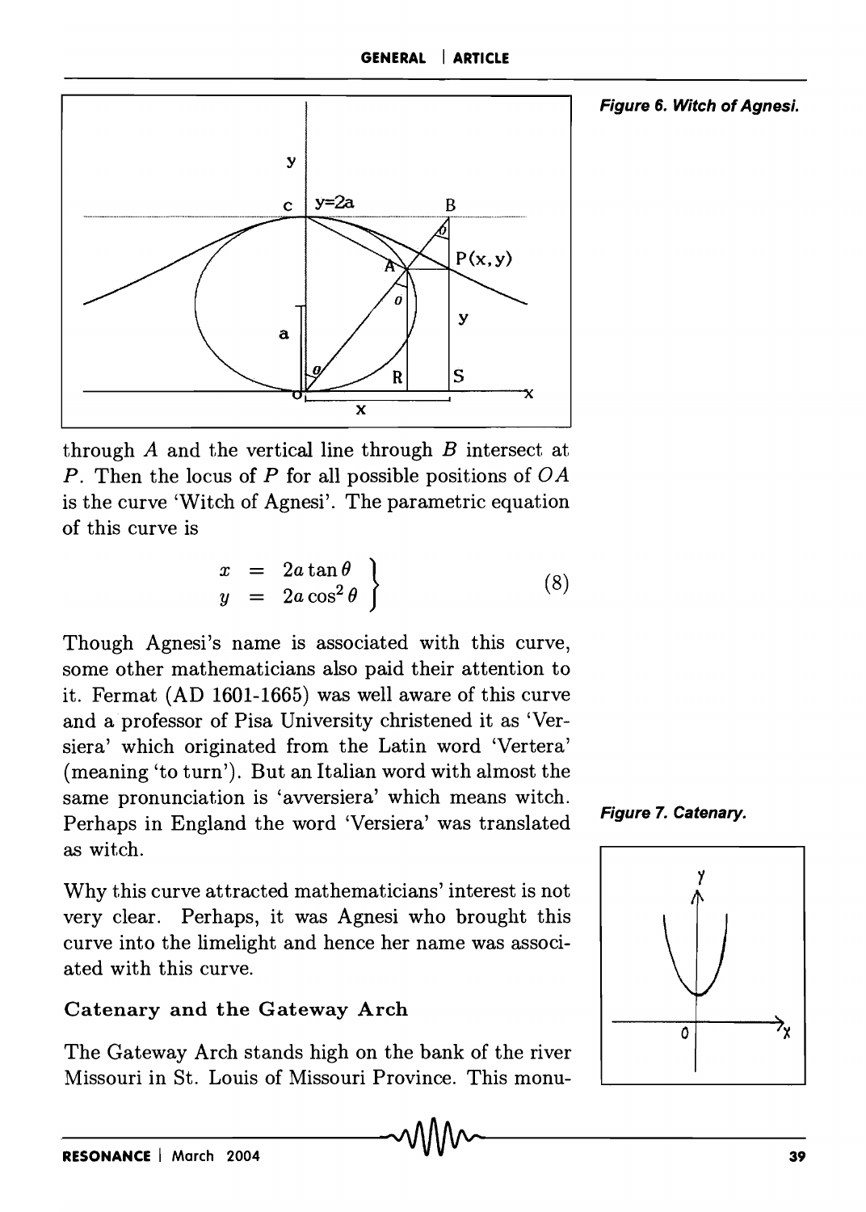Figure 6. Witch of Agnesi.

through $A$ and the vertical line through $B$ intersect at $P$. Then the locus of $P$ for all possible positions of $OA$ is the curve 'Witch of Agnesi'. The parametric equation of this curve is

$$\left.\begin{aligned} x &= 2a\tan\theta \\ y &= 2a\cos^2\theta \end{aligned}\right\} \tag{8}$$

Though Agnesi's name is associated with this curve, some other mathematicians also paid their attention to it. Fermat (AD 1601-1665) was well aware of this curve and a professor of Pisa University christened it as 'Versiera' which originated from the Latin word 'Vertera' (meaning 'to turn'). But an Italian word with almost the same pronunciation is 'avversiera' which means witch. Perhaps in England the word 'Versiera' was translated as witch.

Why this curve attracted mathematicians' interest is not very clear. Perhaps, it was Agnesi who brought this curve into the limelight and hence her name was associated with this curve.

### Catenary and the Gateway Arch

The Gateway Arch stands high on the bank of the river Missouri in St. Louis of Missouri Province. This monu-

Figure 7. Catenary.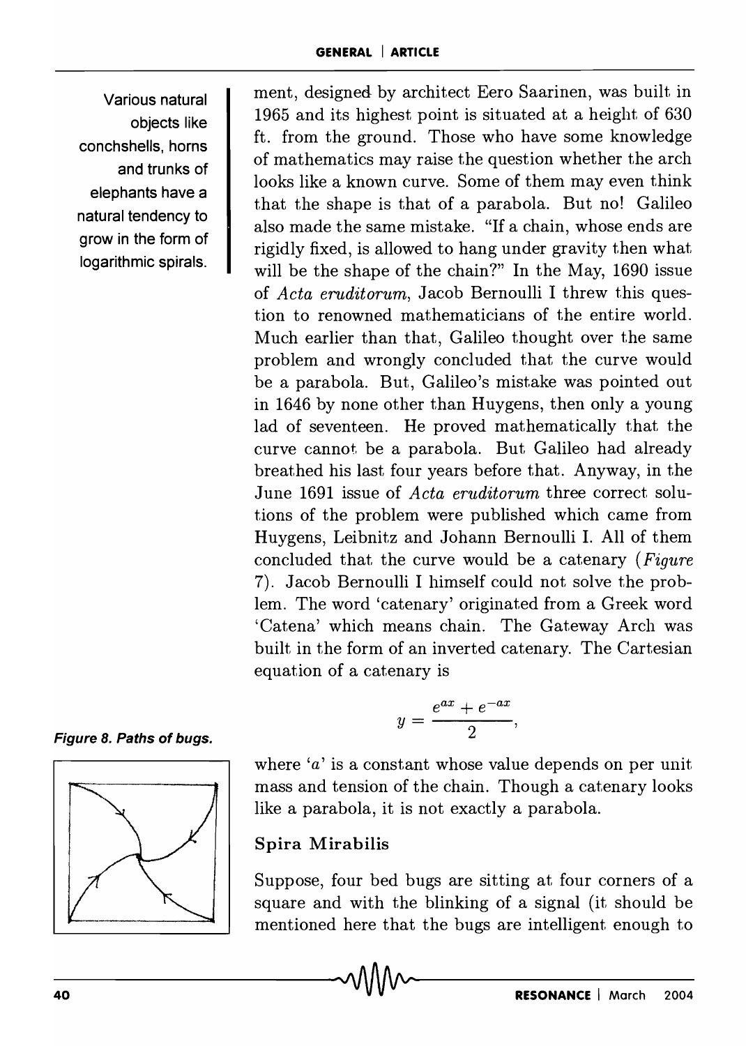Various natural objects like conchshells, horns and trunks of elephants have a natural tendency to grow in the form of logarithmic spirals.

ment, designed by architect Eero Saarinen, was built in 1965 and its highest point is situated at a height of 630 ft. from the ground. Those who have some knowledge of mathematics may raise the question whether the arch looks like a known curve. Some of them may even think that the shape is that of a parabola. But no! Galileo also made the same mistake. "If a chain, whose ends are rigidly fixed, is allowed to hang under gravity then what will be the shape of the chain?" In the May, 1690 issue of *Acta eruditorum*, Jacob Bernoulli I threw this question to renowned mathematicians of the entire world. Much earlier than that, Galileo thought over the same problem and wrongly concluded that the curve would be a parabola. But, Galileo's mistake was pointed out in 1646 by none other than Huygens, then only a young lad of seventeen. He proved mathematically that the curve cannot be a parabola. But Galileo had already breathed his last four years before that. Anyway, in the June 1691 issue of *Acta eruditorum* three correct solutions of the problem were published which came from Huygens, Leibnitz and Johann Bernoulli I. All of them concluded that the curve would be a catenary (*Figure* 7). Jacob Bernoulli I himself could not solve the problem. The word 'catenary' originated from a Greek word 'Catena' which means chain. The Gateway Arch was built in the form of an inverted catenary. The Cartesian equation of a catenary is

$$y = \frac{e^{ax} + e^{-ax}}{2},$$

where '$a$' is a constant whose value depends on per unit mass and tension of the chain. Though a catenary looks like a parabola, it is not exactly a parabola.

***Figure 8. Paths of bugs.***

### Spira Mirabilis

Suppose, four bed bugs are sitting at four corners of a square and with the blinking of a signal (it should be mentioned here that the bugs are intelligent enough to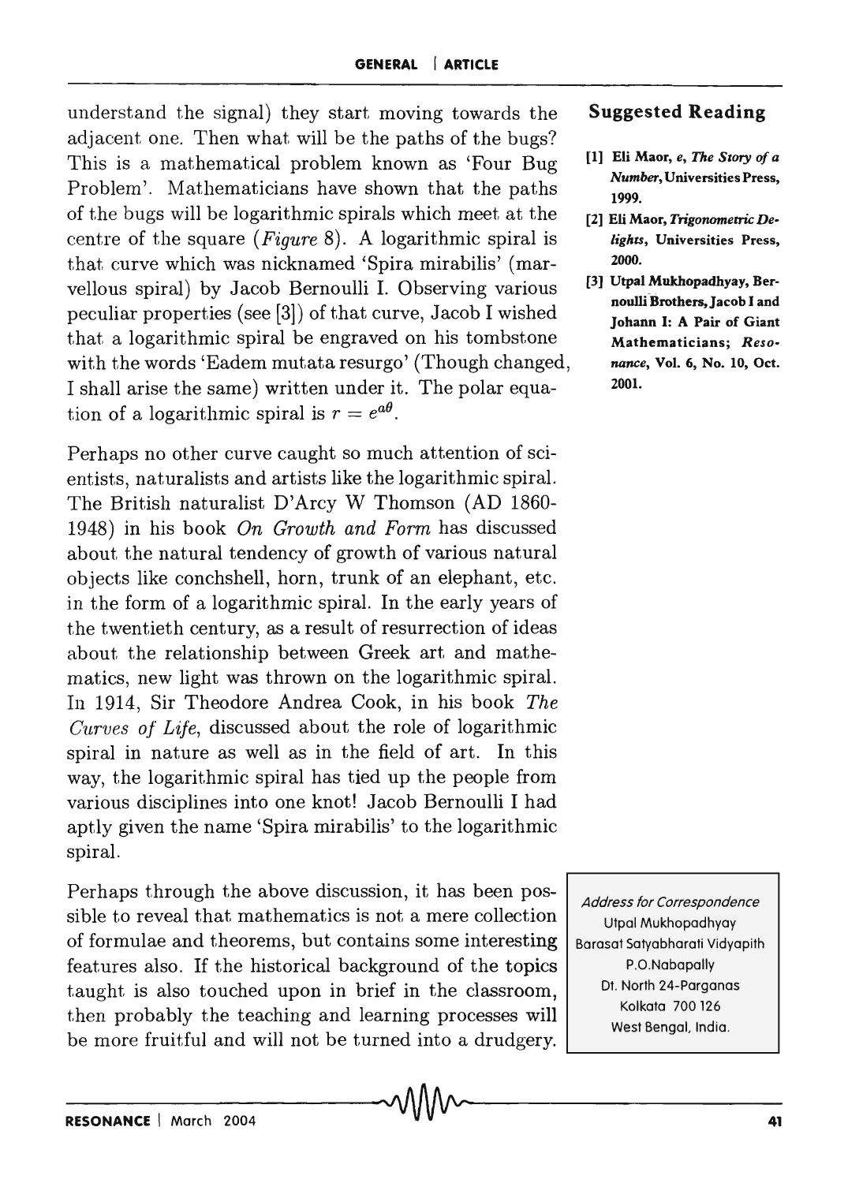understand the signal) they start moving towards the adjacent one. Then what will be the paths of the bugs? This is a mathematical problem known as 'Four Bug Problem'. Mathematicians have shown that the paths of the bugs will be logarithmic spirals which meet at the centre of the square (*Figure* 8). A logarithmic spiral is that curve which was nicknamed 'Spira mirabilis' (marvellous spiral) by Jacob Bernoulli I. Observing various peculiar properties (see [3]) of that curve, Jacob I wished that a logarithmic spiral be engraved on his tombstone with the words 'Eadem mutata resurgo' (Though changed, I shall arise the same) written under it. The polar equation of a logarithmic spiral is $r = e^{a\theta}$.

Perhaps no other curve caught so much attention of scientists, naturalists and artists like the logarithmic spiral. The British naturalist D'Arcy W Thomson (AD 1860-1948) in his book *On Growth and Form* has discussed about the natural tendency of growth of various natural objects like conchshell, horn, trunk of an elephant, etc. in the form of a logarithmic spiral. In the early years of the twentieth century, as a result of resurrection of ideas about the relationship between Greek art and mathematics, new light was thrown on the logarithmic spiral. In 1914, Sir Theodore Andrea Cook, in his book *The Curves of Life*, discussed about the role of logarithmic spiral in nature as well as in the field of art. In this way, the logarithmic spiral has tied up the people from various disciplines into one knot! Jacob Bernoulli I had aptly given the name 'Spira mirabilis' to the logarithmic spiral.

Perhaps through the above discussion, it has been possible to reveal that mathematics is not a mere collection of formulae and theorems, but contains some interesting features also. If the historical background of the topics taught is also touched upon in brief in the classroom, then probably the teaching and learning processes will be more fruitful and will not be turned into a drudgery.

## Suggested Reading

[1] Eli Maor, *e, The Story of a Number*, Universities Press, 1999.

[2] Eli Maor, *Trigonometric Delights*, Universities Press, 2000.

[3] Utpal Mukhopadhyay, Bernoulli Brothers, Jacob I and Johann I: A Pair of Giant Mathematicians; *Resonance*, Vol. 6, No. 10, Oct. 2001.

*Address for Correspondence*
Utpal Mukhopadhyay
Barasat Satyabharati Vidyapith
P.O.Nabapally
Dt. North 24-Parganas
Kolkata 700 126
West Bengal, India.